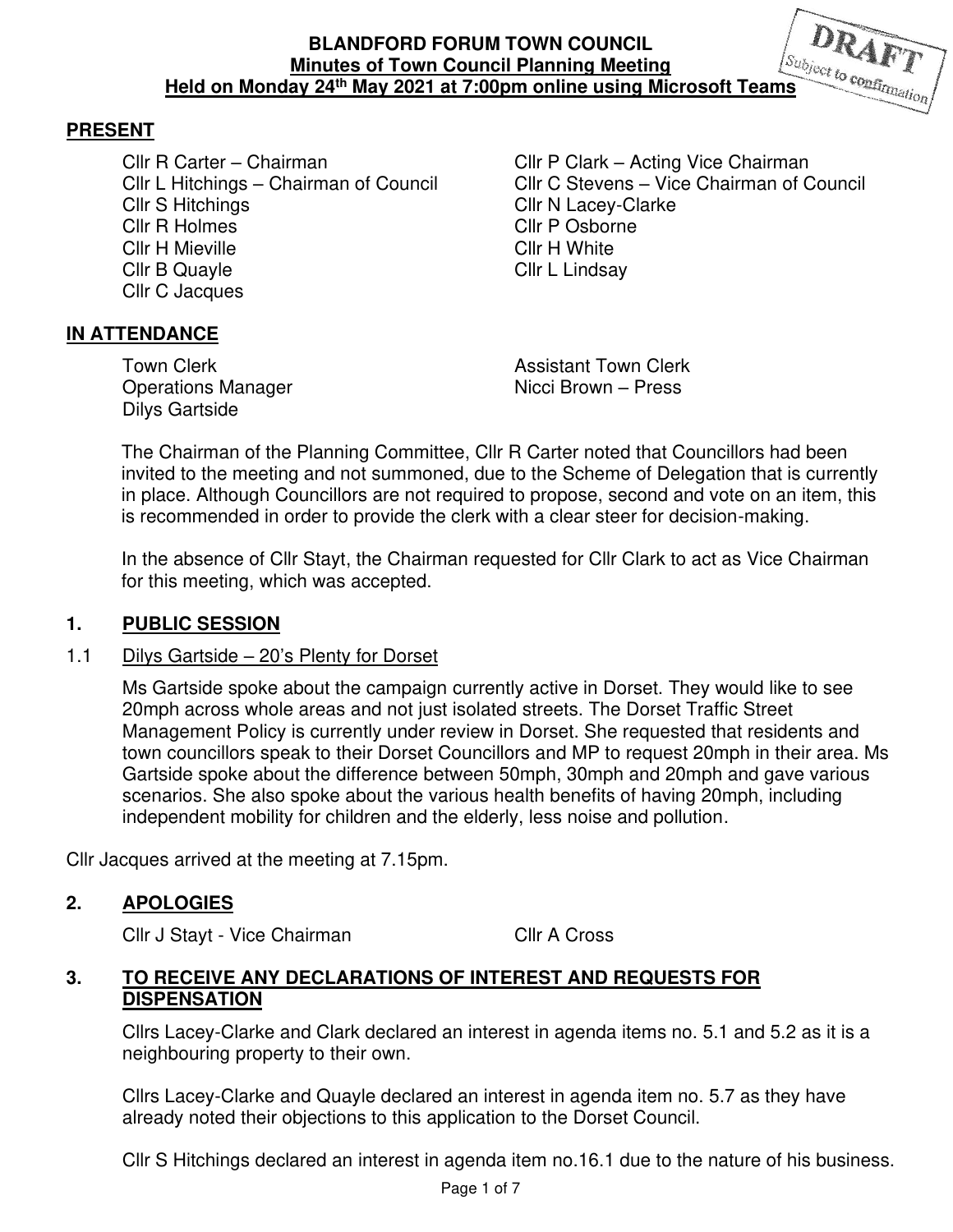# BLANDFORD FORUM TOWN COUNCIL
## Minutes of Town Council Planning Meeting
## Held on Monday 24th May 2021 at 7:00pm online using Microsoft Teams

DRAFT
Subject to confirmation

## PRESENT

Cllr R Carter – Chairman
Cllr L Hitchings – Chairman of Council
Cllr S Hitchings
Cllr R Holmes
Cllr H Mieville
Cllr B Quayle
Cllr C Jacques
Cllr P Clark – Acting Vice Chairman
Cllr C Stevens – Vice Chairman of Council
Cllr N Lacey-Clarke
Cllr P Osborne
Cllr H White
Cllr L Lindsay

## IN ATTENDANCE

Town Clerk
Operations Manager
Dilys Gartside
Assistant Town Clerk
Nicci Brown – Press

The Chairman of the Planning Committee, Cllr R Carter noted that Councillors had been invited to the meeting and not summoned, due to the Scheme of Delegation that is currently in place. Although Councillors are not required to propose, second and vote on an item, this is recommended in order to provide the clerk with a clear steer for decision-making.

In the absence of Cllr Stayt, the Chairman requested for Cllr Clark to act as Vice Chairman for this meeting, which was accepted.

## 1. PUBLIC SESSION

1.1 Dilys Gartside – 20's Plenty for Dorset

Ms Gartside spoke about the campaign currently active in Dorset. They would like to see 20mph across whole areas and not just isolated streets. The Dorset Traffic Street Management Policy is currently under review in Dorset. She requested that residents and town councillors speak to their Dorset Councillors and MP to request 20mph in their area. Ms Gartside spoke about the difference between 50mph, 30mph and 20mph and gave various scenarios. She also spoke about the various health benefits of having 20mph, including independent mobility for children and the elderly, less noise and pollution.

Cllr Jacques arrived at the meeting at 7.15pm.

## 2. APOLOGIES

Cllr J Stayt - Vice Chairman
Cllr A Cross

## 3. TO RECEIVE ANY DECLARATIONS OF INTEREST AND REQUESTS FOR DISPENSATION

Cllrs Lacey-Clarke and Clark declared an interest in agenda items no. 5.1 and 5.2 as it is a neighbouring property to their own.

Cllrs Lacey-Clarke and Quayle declared an interest in agenda item no. 5.7 as they have already noted their objections to this application to the Dorset Council.

Cllr S Hitchings declared an interest in agenda item no.16.1 due to the nature of his business.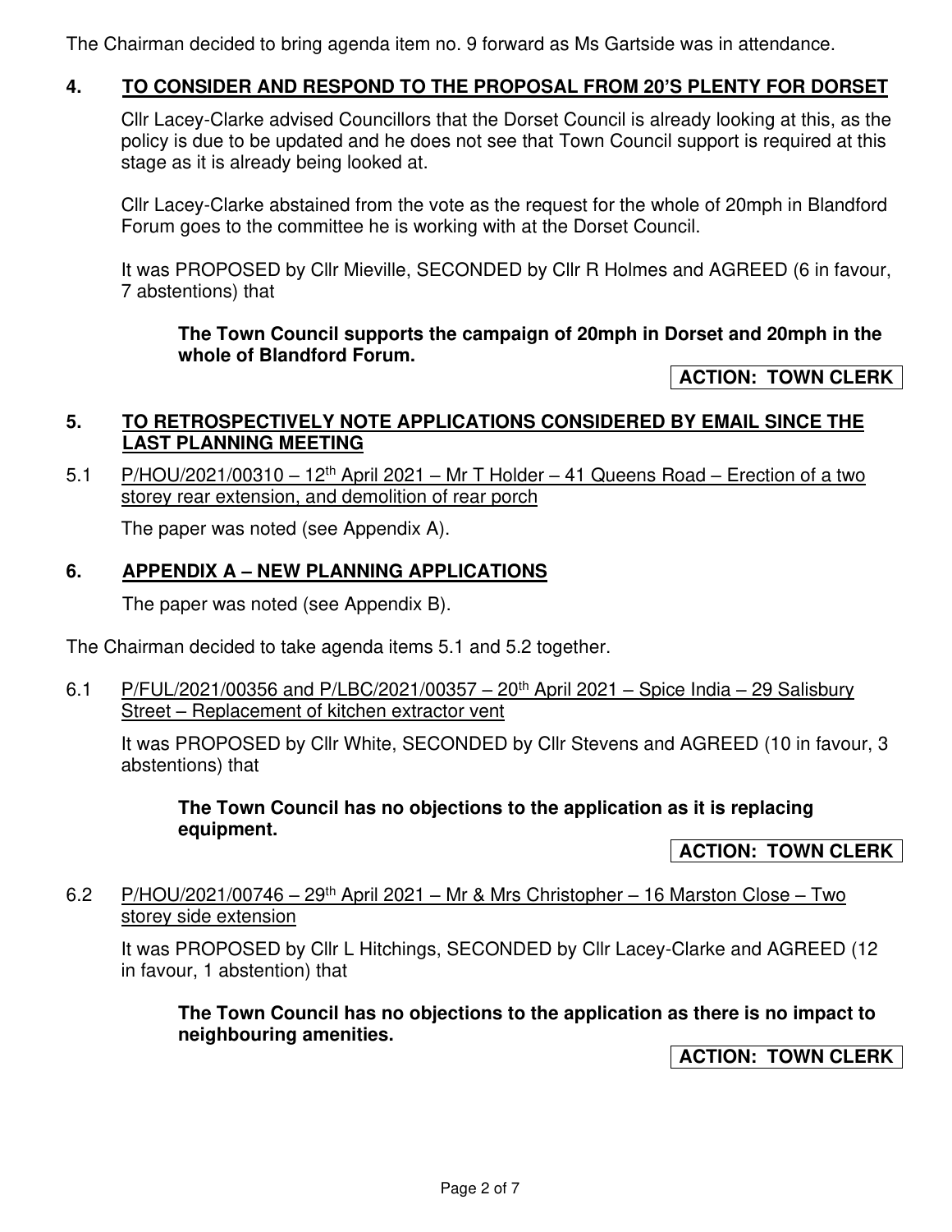The Chairman decided to bring agenda item no. 9 forward as Ms Gartside was in attendance.

## 4. TO CONSIDER AND RESPOND TO THE PROPOSAL FROM 20'S PLENTY FOR DORSET

Cllr Lacey-Clarke advised Councillors that the Dorset Council is already looking at this, as the policy is due to be updated and he does not see that Town Council support is required at this stage as it is already being looked at.

Cllr Lacey-Clarke abstained from the vote as the request for the whole of 20mph in Blandford Forum goes to the committee he is working with at the Dorset Council.

It was PROPOSED by Cllr Mieville, SECONDED by Cllr R Holmes and AGREED (6 in favour, 7 abstentions) that

> **The Town Council supports the campaign of 20mph in Dorset and 20mph in the whole of Blandford Forum.**

**ACTION: TOWN CLERK**

## 5. TO RETROSPECTIVELY NOTE APPLICATIONS CONSIDERED BY EMAIL SINCE THE LAST PLANNING MEETING

5.1 P/HOU/2021/00310 – 12th April 2021 – Mr T Holder – 41 Queens Road – Erection of a two storey rear extension, and demolition of rear porch

The paper was noted (see Appendix A).

## 6. APPENDIX A – NEW PLANNING APPLICATIONS

The paper was noted (see Appendix B).

The Chairman decided to take agenda items 5.1 and 5.2 together.

6.1 P/FUL/2021/00356 and P/LBC/2021/00357 – 20th April 2021 – Spice India – 29 Salisbury Street – Replacement of kitchen extractor vent

It was PROPOSED by Cllr White, SECONDED by Cllr Stevens and AGREED (10 in favour, 3 abstentions) that

> **The Town Council has no objections to the application as it is replacing equipment.**

**ACTION: TOWN CLERK**

6.2 P/HOU/2021/00746 – 29th April 2021 – Mr & Mrs Christopher – 16 Marston Close – Two storey side extension

It was PROPOSED by Cllr L Hitchings, SECONDED by Cllr Lacey-Clarke and AGREED (12 in favour, 1 abstention) that

> **The Town Council has no objections to the application as there is no impact to neighbouring amenities.**

**ACTION: TOWN CLERK**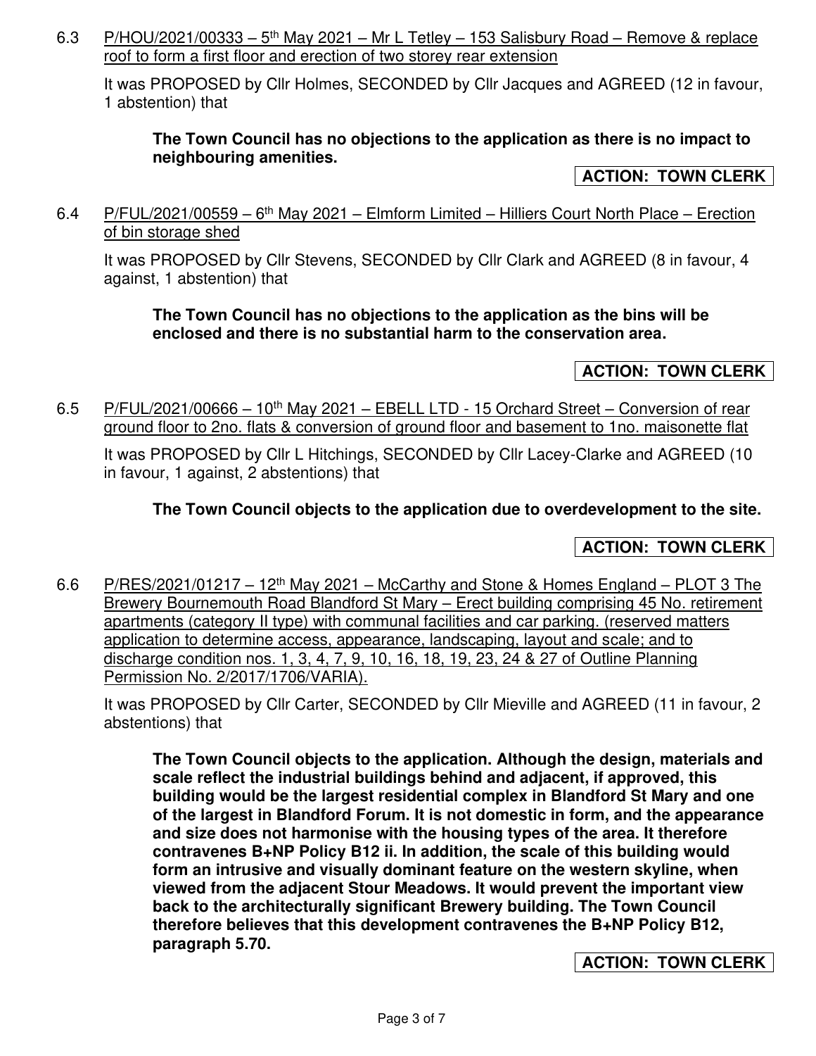6.3 P/HOU/2021/00333 – 5th May 2021 – Mr L Tetley – 153 Salisbury Road – Remove & replace roof to form a first floor and erection of two storey rear extension

It was PROPOSED by Cllr Holmes, SECONDED by Cllr Jacques and AGREED (12 in favour, 1 abstention) that

**The Town Council has no objections to the application as there is no impact to neighbouring amenities.**

**ACTION: TOWN CLERK**

6.4 P/FUL/2021/00559 – 6th May 2021 – Elmform Limited – Hilliers Court North Place – Erection of bin storage shed

It was PROPOSED by Cllr Stevens, SECONDED by Cllr Clark and AGREED (8 in favour, 4 against, 1 abstention) that

**The Town Council has no objections to the application as the bins will be enclosed and there is no substantial harm to the conservation area.**

**ACTION: TOWN CLERK**

6.5 P/FUL/2021/00666 – 10th May 2021 – EBELL LTD - 15 Orchard Street – Conversion of rear ground floor to 2no. flats & conversion of ground floor and basement to 1no. maisonette flat

It was PROPOSED by Cllr L Hitchings, SECONDED by Cllr Lacey-Clarke and AGREED (10 in favour, 1 against, 2 abstentions) that

**The Town Council objects to the application due to overdevelopment to the site.**

**ACTION: TOWN CLERK**

6.6 P/RES/2021/01217 – 12th May 2021 – McCarthy and Stone & Homes England – PLOT 3 The Brewery Bournemouth Road Blandford St Mary – Erect building comprising 45 No. retirement apartments (category II type) with communal facilities and car parking. (reserved matters application to determine access, appearance, landscaping, layout and scale; and to discharge condition nos. 1, 3, 4, 7, 9, 10, 16, 18, 19, 23, 24 & 27 of Outline Planning Permission No. 2/2017/1706/VARIA).

It was PROPOSED by Cllr Carter, SECONDED by Cllr Mieville and AGREED (11 in favour, 2 abstentions) that

**The Town Council objects to the application. Although the design, materials and scale reflect the industrial buildings behind and adjacent, if approved, this building would be the largest residential complex in Blandford St Mary and one of the largest in Blandford Forum. It is not domestic in form, and the appearance and size does not harmonise with the housing types of the area. It therefore contravenes B+NP Policy B12 ii. In addition, the scale of this building would form an intrusive and visually dominant feature on the western skyline, when viewed from the adjacent Stour Meadows. It would prevent the important view back to the architecturally significant Brewery building. The Town Council therefore believes that this development contravenes the B+NP Policy B12, paragraph 5.70.**

**ACTION: TOWN CLERK**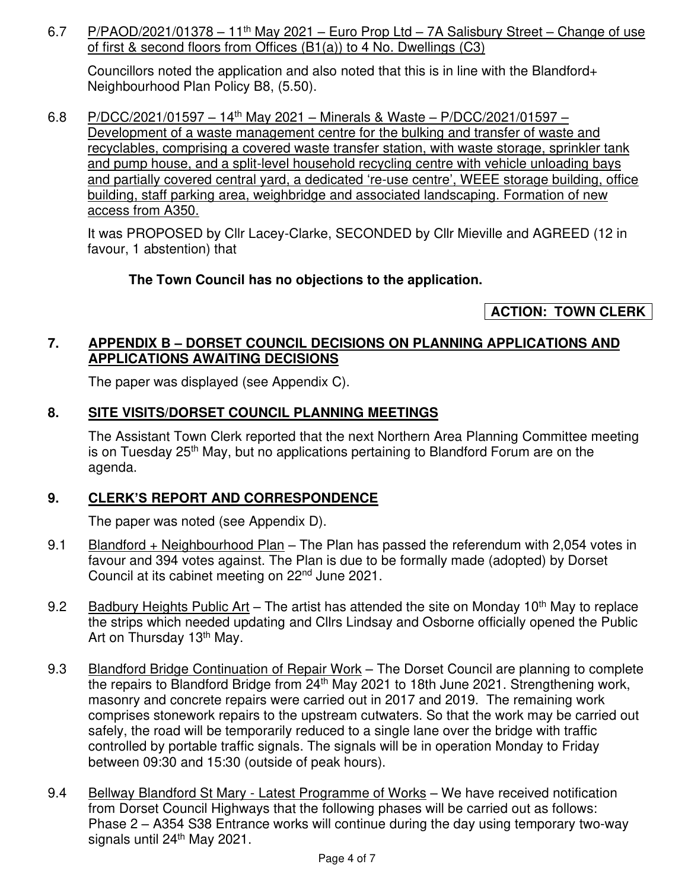6.7 P/PAOD/2021/01378 – 11th May 2021 – Euro Prop Ltd – 7A Salisbury Street – Change of use of first & second floors from Offices (B1(a)) to 4 No. Dwellings (C3)

Councillors noted the application and also noted that this is in line with the Blandford+ Neighbourhood Plan Policy B8, (5.50).

6.8 P/DCC/2021/01597 – 14th May 2021 – Minerals & Waste – P/DCC/2021/01597 – Development of a waste management centre for the bulking and transfer of waste and recyclables, comprising a covered waste transfer station, with waste storage, sprinkler tank and pump house, and a split-level household recycling centre with vehicle unloading bays and partially covered central yard, a dedicated 're-use centre', WEEE storage building, office building, staff parking area, weighbridge and associated landscaping. Formation of new access from A350.

It was PROPOSED by Cllr Lacey-Clarke, SECONDED by Cllr Mieville and AGREED (12 in favour, 1 abstention) that

**The Town Council has no objections to the application.**

**ACTION: TOWN CLERK**

## 7. APPENDIX B – DORSET COUNCIL DECISIONS ON PLANNING APPLICATIONS AND APPLICATIONS AWAITING DECISIONS

The paper was displayed (see Appendix C).

## 8. SITE VISITS/DORSET COUNCIL PLANNING MEETINGS

The Assistant Town Clerk reported that the next Northern Area Planning Committee meeting is on Tuesday 25th May, but no applications pertaining to Blandford Forum are on the agenda.

## 9. CLERK'S REPORT AND CORRESPONDENCE

The paper was noted (see Appendix D).

9.1 Blandford + Neighbourhood Plan – The Plan has passed the referendum with 2,054 votes in favour and 394 votes against. The Plan is due to be formally made (adopted) by Dorset Council at its cabinet meeting on 22nd June 2021.

9.2 Badbury Heights Public Art – The artist has attended the site on Monday 10th May to replace the strips which needed updating and Cllrs Lindsay and Osborne officially opened the Public Art on Thursday 13th May.

9.3 Blandford Bridge Continuation of Repair Work – The Dorset Council are planning to complete the repairs to Blandford Bridge from 24th May 2021 to 18th June 2021. Strengthening work, masonry and concrete repairs were carried out in 2017 and 2019. The remaining work comprises stonework repairs to the upstream cutwaters. So that the work may be carried out safely, the road will be temporarily reduced to a single lane over the bridge with traffic controlled by portable traffic signals. The signals will be in operation Monday to Friday between 09:30 and 15:30 (outside of peak hours).

9.4 Bellway Blandford St Mary - Latest Programme of Works – We have received notification from Dorset Council Highways that the following phases will be carried out as follows: Phase 2 – A354 S38 Entrance works will continue during the day using temporary two-way signals until 24th May 2021.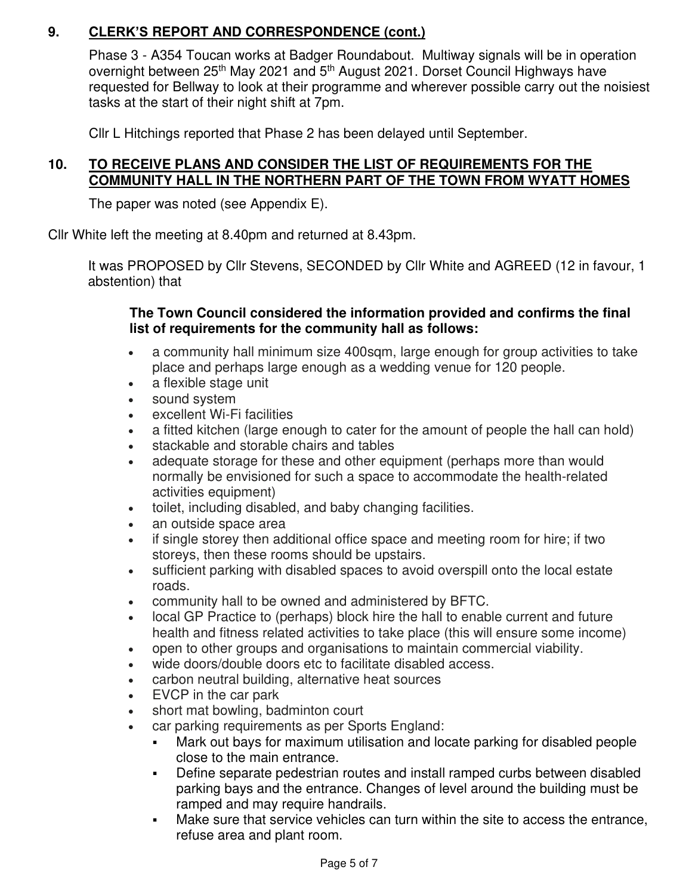## 9. CLERK'S REPORT AND CORRESPONDENCE (cont.)

Phase 3 - A354 Toucan works at Badger Roundabout. Multiway signals will be in operation overnight between 25th May 2021 and 5th August 2021. Dorset Council Highways have requested for Bellway to look at their programme and wherever possible carry out the noisiest tasks at the start of their night shift at 7pm.

Cllr L Hitchings reported that Phase 2 has been delayed until September.

## 10. TO RECEIVE PLANS AND CONSIDER THE LIST OF REQUIREMENTS FOR THE COMMUNITY HALL IN THE NORTHERN PART OF THE TOWN FROM WYATT HOMES

The paper was noted (see Appendix E).

Cllr White left the meeting at 8.40pm and returned at 8.43pm.

It was PROPOSED by Cllr Stevens, SECONDED by Cllr White and AGREED (12 in favour, 1 abstention) that

**The Town Council considered the information provided and confirms the final list of requirements for the community hall as follows:**

- a community hall minimum size 400sqm, large enough for group activities to take place and perhaps large enough as a wedding venue for 120 people.
- a flexible stage unit
- sound system
- excellent Wi-Fi facilities
- a fitted kitchen (large enough to cater for the amount of people the hall can hold)
- stackable and storable chairs and tables
- adequate storage for these and other equipment (perhaps more than would normally be envisioned for such a space to accommodate the health-related activities equipment)
- toilet, including disabled, and baby changing facilities.
- an outside space area
- if single storey then additional office space and meeting room for hire; if two storeys, then these rooms should be upstairs.
- sufficient parking with disabled spaces to avoid overspill onto the local estate roads.
- community hall to be owned and administered by BFTC.
- local GP Practice to (perhaps) block hire the hall to enable current and future health and fitness related activities to take place (this will ensure some income)
- open to other groups and organisations to maintain commercial viability.
- wide doors/double doors etc to facilitate disabled access.
- carbon neutral building, alternative heat sources
- EVCP in the car park
- short mat bowling, badminton court
- car parking requirements as per Sports England:
  - Mark out bays for maximum utilisation and locate parking for disabled people close to the main entrance.
  - Define separate pedestrian routes and install ramped curbs between disabled parking bays and the entrance. Changes of level around the building must be ramped and may require handrails.
  - Make sure that service vehicles can turn within the site to access the entrance, refuse area and plant room.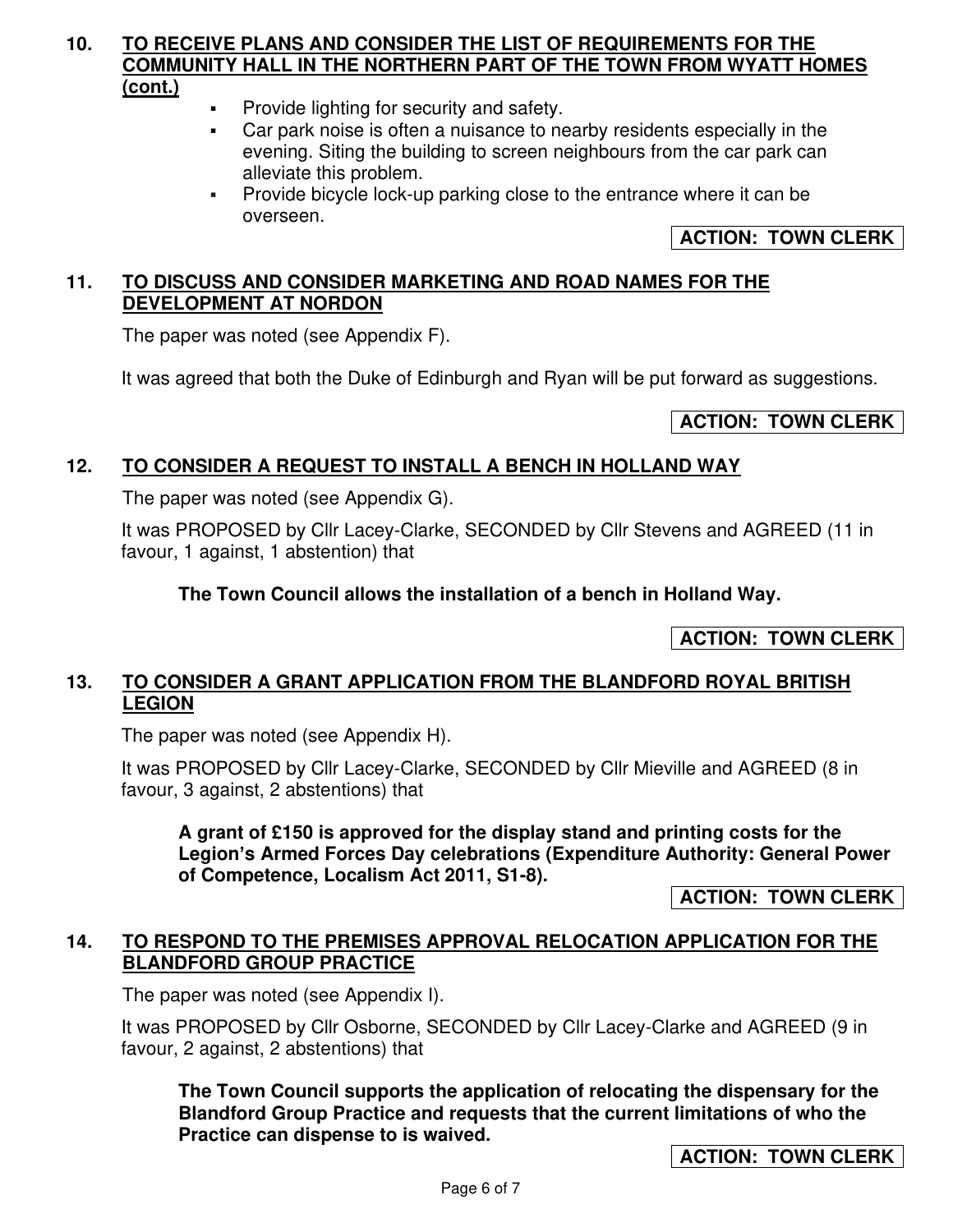## 10. TO RECEIVE PLANS AND CONSIDER THE LIST OF REQUIREMENTS FOR THE COMMUNITY HALL IN THE NORTHERN PART OF THE TOWN FROM WYATT HOMES (cont.)

- Provide lighting for security and safety.
- Car park noise is often a nuisance to nearby residents especially in the evening. Siting the building to screen neighbours from the car park can alleviate this problem.
- Provide bicycle lock-up parking close to the entrance where it can be overseen.

**ACTION: TOWN CLERK**

## 11. TO DISCUSS AND CONSIDER MARKETING AND ROAD NAMES FOR THE DEVELOPMENT AT NORDON

The paper was noted (see Appendix F).

It was agreed that both the Duke of Edinburgh and Ryan will be put forward as suggestions.

**ACTION: TOWN CLERK**

## 12. TO CONSIDER A REQUEST TO INSTALL A BENCH IN HOLLAND WAY

The paper was noted (see Appendix G).

It was PROPOSED by Cllr Lacey-Clarke, SECONDED by Cllr Stevens and AGREED (11 in favour, 1 against, 1 abstention) that

**The Town Council allows the installation of a bench in Holland Way.**

**ACTION: TOWN CLERK**

## 13. TO CONSIDER A GRANT APPLICATION FROM THE BLANDFORD ROYAL BRITISH LEGION

The paper was noted (see Appendix H).

It was PROPOSED by Cllr Lacey-Clarke, SECONDED by Cllr Mieville and AGREED (8 in favour, 3 against, 2 abstentions) that

**A grant of £150 is approved for the display stand and printing costs for the Legion's Armed Forces Day celebrations (Expenditure Authority: General Power of Competence, Localism Act 2011, S1-8).**

**ACTION: TOWN CLERK**

## 14. TO RESPOND TO THE PREMISES APPROVAL RELOCATION APPLICATION FOR THE BLANDFORD GROUP PRACTICE

The paper was noted (see Appendix I).

It was PROPOSED by Cllr Osborne, SECONDED by Cllr Lacey-Clarke and AGREED (9 in favour, 2 against, 2 abstentions) that

**The Town Council supports the application of relocating the dispensary for the Blandford Group Practice and requests that the current limitations of who the Practice can dispense to is waived.**

**ACTION: TOWN CLERK**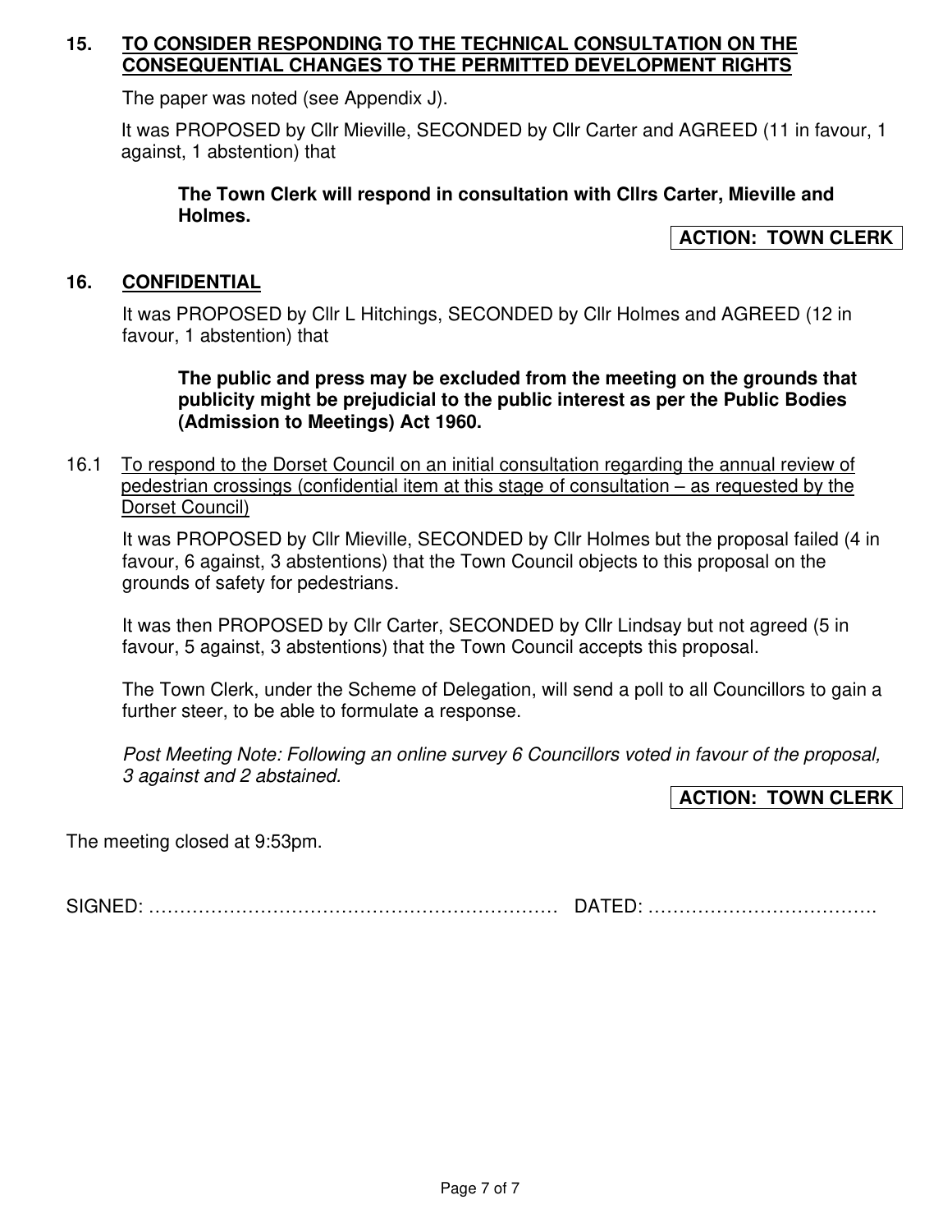## 15. TO CONSIDER RESPONDING TO THE TECHNICAL CONSULTATION ON THE CONSEQUENTIAL CHANGES TO THE PERMITTED DEVELOPMENT RIGHTS

The paper was noted (see Appendix J).

It was PROPOSED by Cllr Mieville, SECONDED by Cllr Carter and AGREED (11 in favour, 1 against, 1 abstention) that

> **The Town Clerk will respond in consultation with Cllrs Carter, Mieville and Holmes.**

**ACTION: TOWN CLERK**

## 16. CONFIDENTIAL

It was PROPOSED by Cllr L Hitchings, SECONDED by Cllr Holmes and AGREED (12 in favour, 1 abstention) that

> **The public and press may be excluded from the meeting on the grounds that publicity might be prejudicial to the public interest as per the Public Bodies (Admission to Meetings) Act 1960.**

16.1 To respond to the Dorset Council on an initial consultation regarding the annual review of pedestrian crossings (confidential item at this stage of consultation – as requested by the Dorset Council)

It was PROPOSED by Cllr Mieville, SECONDED by Cllr Holmes but the proposal failed (4 in favour, 6 against, 3 abstentions) that the Town Council objects to this proposal on the grounds of safety for pedestrians.

It was then PROPOSED by Cllr Carter, SECONDED by Cllr Lindsay but not agreed (5 in favour, 5 against, 3 abstentions) that the Town Council accepts this proposal.

The Town Clerk, under the Scheme of Delegation, will send a poll to all Councillors to gain a further steer, to be able to formulate a response.

*Post Meeting Note: Following an online survey 6 Councillors voted in favour of the proposal, 3 against and 2 abstained.*

**ACTION: TOWN CLERK**

The meeting closed at 9:53pm.

SIGNED: ………………………………………………………… DATED: ……………………………….